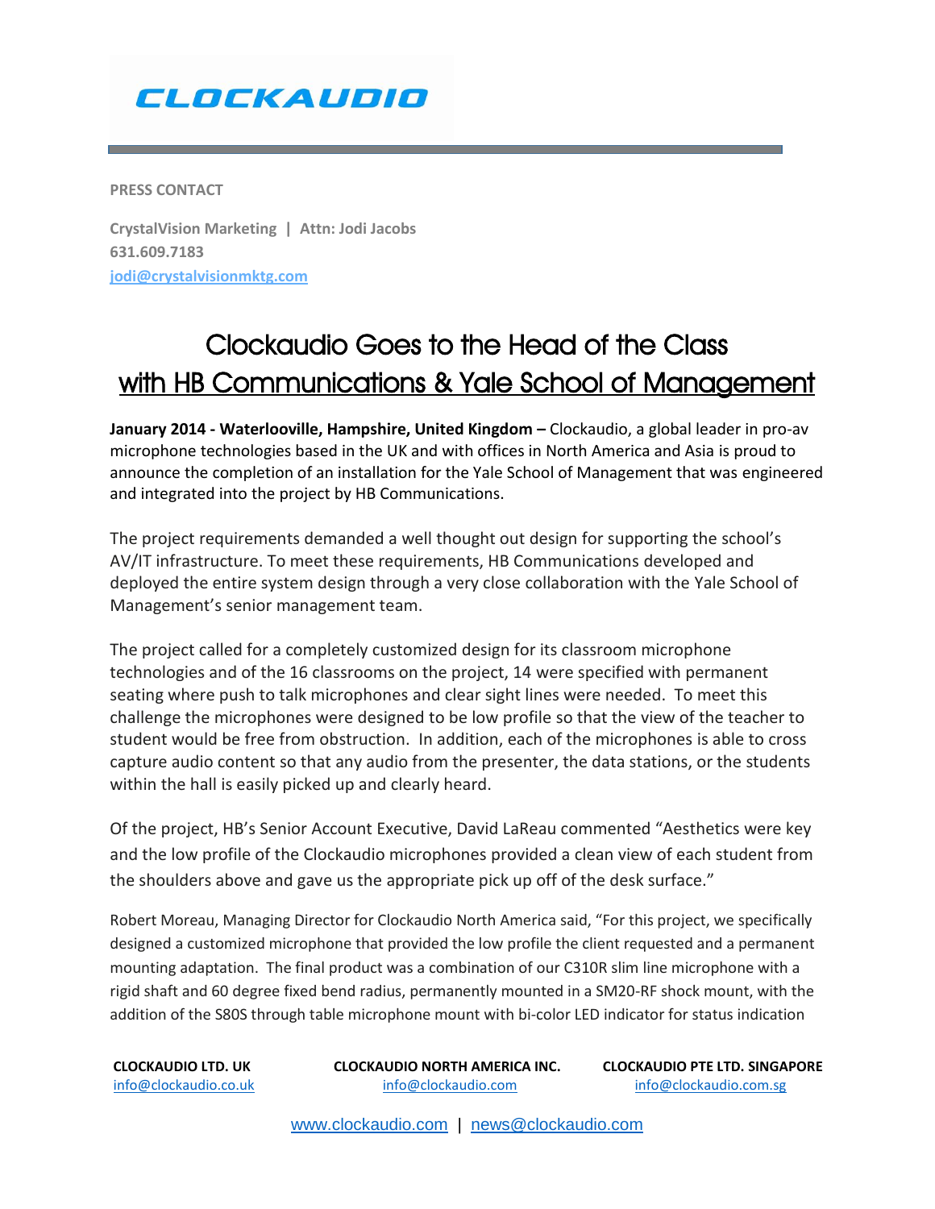CLOCKAUDIO

**PRESS CONTACT**

**CrystalVision Marketing | Attn: Jodi Jacobs**
**631.609.7183**
**jodi@crystalvisionmktg.com**

# Clockaudio Goes to the Head of the Class with HB Communications & Yale School of Management

**January 2014 - Waterlooville, Hampshire, United Kingdom –** Clockaudio, a global leader in pro-av microphone technologies based in the UK and with offices in North America and Asia is proud to announce the completion of an installation for the Yale School of Management that was engineered and integrated into the project by HB Communications.

The project requirements demanded a well thought out design for supporting the school's AV/IT infrastructure. To meet these requirements, HB Communications developed and deployed the entire system design through a very close collaboration with the Yale School of Management's senior management team.

The project called for a completely customized design for its classroom microphone technologies and of the 16 classrooms on the project, 14 were specified with permanent seating where push to talk microphones and clear sight lines were needed. To meet this challenge the microphones were designed to be low profile so that the view of the teacher to student would be free from obstruction. In addition, each of the microphones is able to cross capture audio content so that any audio from the presenter, the data stations, or the students within the hall is easily picked up and clearly heard.

Of the project, HB's Senior Account Executive, David LaReau commented "Aesthetics were key and the low profile of the Clockaudio microphones provided a clean view of each student from the shoulders above and gave us the appropriate pick up off of the desk surface."

Robert Moreau, Managing Director for Clockaudio North America said, "For this project, we specifically designed a customized microphone that provided the low profile the client requested and a permanent mounting adaptation. The final product was a combination of our C310R slim line microphone with a rigid shaft and 60 degree fixed bend radius, permanently mounted in a SM20-RF shock mount, with the addition of the S80S through table microphone mount with bi-color LED indicator for status indication

**CLOCKAUDIO LTD. UK**
info@clockaudio.co.uk

**CLOCKAUDIO NORTH AMERICA INC.**
info@clockaudio.com

**CLOCKAUDIO PTE LTD. SINGAPORE**
info@clockaudio.com.sg

www.clockaudio.com | news@clockaudio.com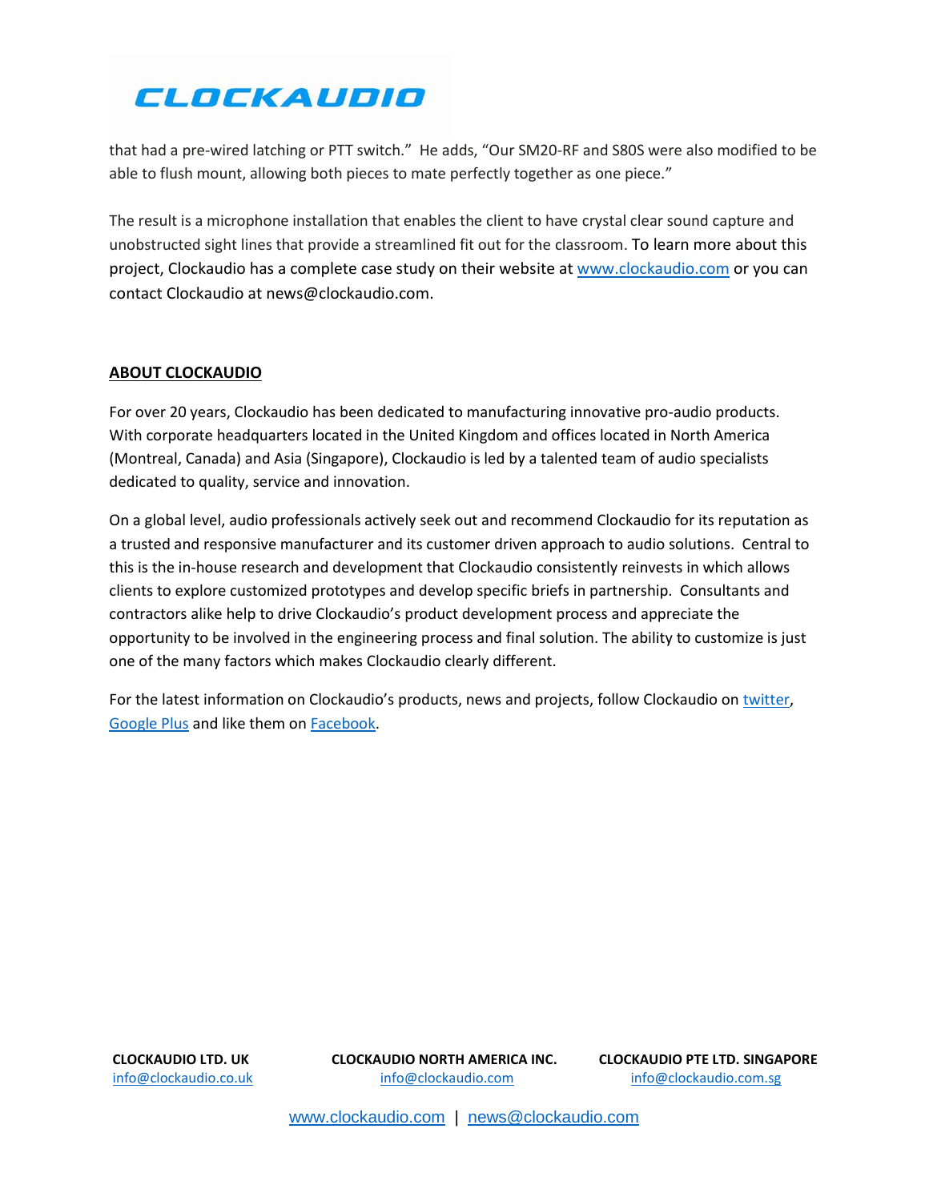that had a pre-wired latching or PTT switch." He adds, "Our SM20-RF and S80S were also modified to be able to flush mount, allowing both pieces to mate perfectly together as one piece."

The result is a microphone installation that enables the client to have crystal clear sound capture and unobstructed sight lines that provide a streamlined fit out for the classroom. To learn more about this project, Clockaudio has a complete case study on their website at [www.clockaudio.com](http://www.clockaudio.com) or you can contact Clockaudio at news@clockaudio.com.

## ABOUT CLOCKAUDIO

For over 20 years, Clockaudio has been dedicated to manufacturing innovative pro-audio products. With corporate headquarters located in the United Kingdom and offices located in North America (Montreal, Canada) and Asia (Singapore), Clockaudio is led by a talented team of audio specialists dedicated to quality, service and innovation.

On a global level, audio professionals actively seek out and recommend Clockaudio for its reputation as a trusted and responsive manufacturer and its customer driven approach to audio solutions. Central to this is the in-house research and development that Clockaudio consistently reinvests in which allows clients to explore customized prototypes and develop specific briefs in partnership. Consultants and contractors alike help to drive Clockaudio's product development process and appreciate the opportunity to be involved in the engineering process and final solution. The ability to customize is just one of the many factors which makes Clockaudio clearly different.

For the latest information on Clockaudio's products, news and projects, follow Clockaudio on twitter, Google Plus and like them on Facebook.

**CLOCKAUDIO LTD. UK**
info@clockaudio.co.uk

**CLOCKAUDIO NORTH AMERICA INC.**
info@clockaudio.com

**CLOCKAUDIO PTE LTD. SINGAPORE**
info@clockaudio.com.sg

www.clockaudio.com | news@clockaudio.com